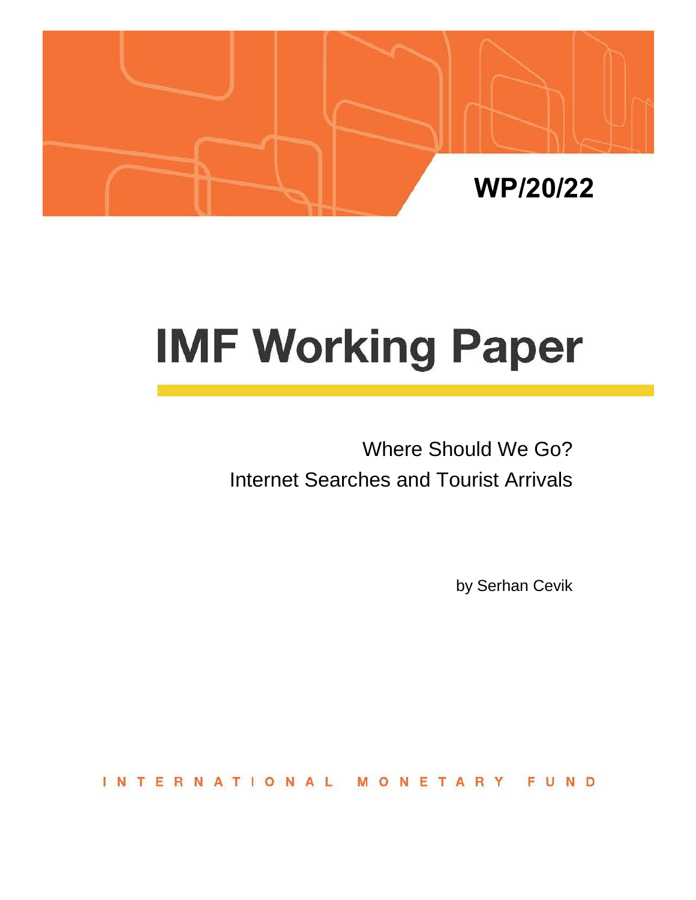WP/20/22

# IMF Working Paper

Where Should We Go?
Internet Searches and Tourist Arrivals

by Serhan Cevik

INTERNATIONAL MONETARY FUND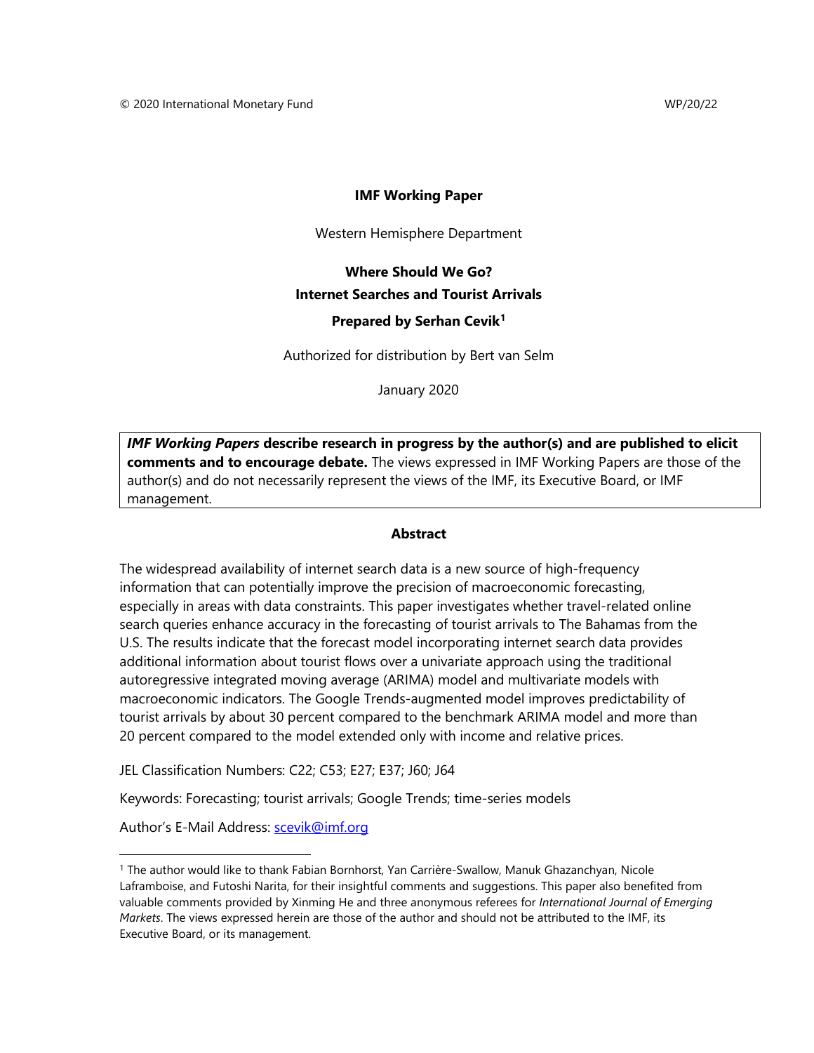© 2020 International Monetary Fund WP/20/22

**IMF Working Paper**

Western Hemisphere Department

**Where Should We Go?**
**Internet Searches and Tourist Arrivals**

**Prepared by Serhan Cevik[1]**

Authorized for distribution by Bert van Selm

January 2020

***IMF Working Papers* describe research in progress by the author(s) and are published to elicit comments and to encourage debate.** The views expressed in IMF Working Papers are those of the author(s) and do not necessarily represent the views of the IMF, its Executive Board, or IMF management.

**Abstract**

The widespread availability of internet search data is a new source of high-frequency information that can potentially improve the precision of macroeconomic forecasting, especially in areas with data constraints. This paper investigates whether travel-related online search queries enhance accuracy in the forecasting of tourist arrivals to The Bahamas from the U.S. The results indicate that the forecast model incorporating internet search data provides additional information about tourist flows over a univariate approach using the traditional autoregressive integrated moving average (ARIMA) model and multivariate models with macroeconomic indicators. The Google Trends-augmented model improves predictability of tourist arrivals by about 30 percent compared to the benchmark ARIMA model and more than 20 percent compared to the model extended only with income and relative prices.

JEL Classification Numbers: C22; C53; E27; E37; J60; J64

Keywords: Forecasting; tourist arrivals; Google Trends; time-series models

Author's E-Mail Address: scevik@imf.org

[1] The author would like to thank Fabian Bornhorst, Yan Carrière-Swallow, Manuk Ghazanchyan, Nicole Laframboise, and Futoshi Narita, for their insightful comments and suggestions. This paper also benefited from valuable comments provided by Xinming He and three anonymous referees for *International Journal of Emerging Markets*. The views expressed herein are those of the author and should not be attributed to the IMF, its Executive Board, or its management.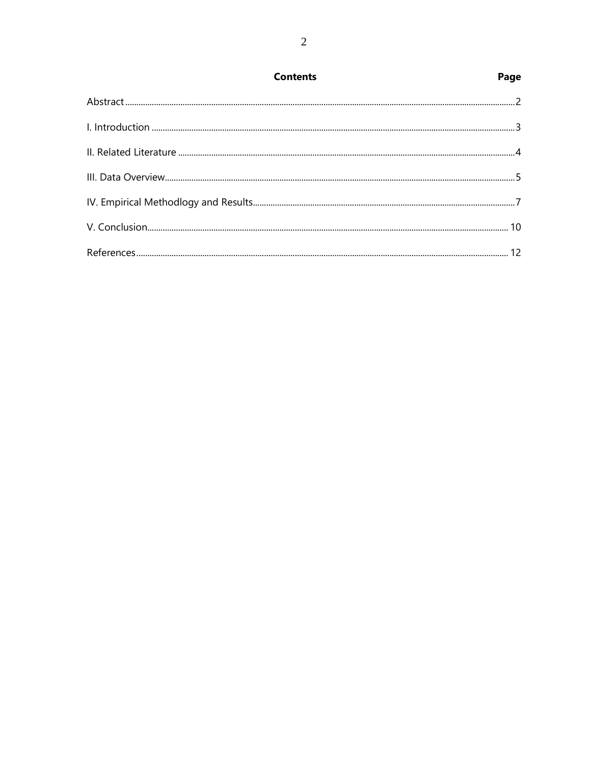| Contents | Page |
|---|---|
| Abstract | 2 |
| I. Introduction | 3 |
| II. Related Literature | 4 |
| III. Data Overview | 5 |
| IV. Empirical Methodlogy and Results | 7 |
| V. Conclusion | 10 |
| References | 12 |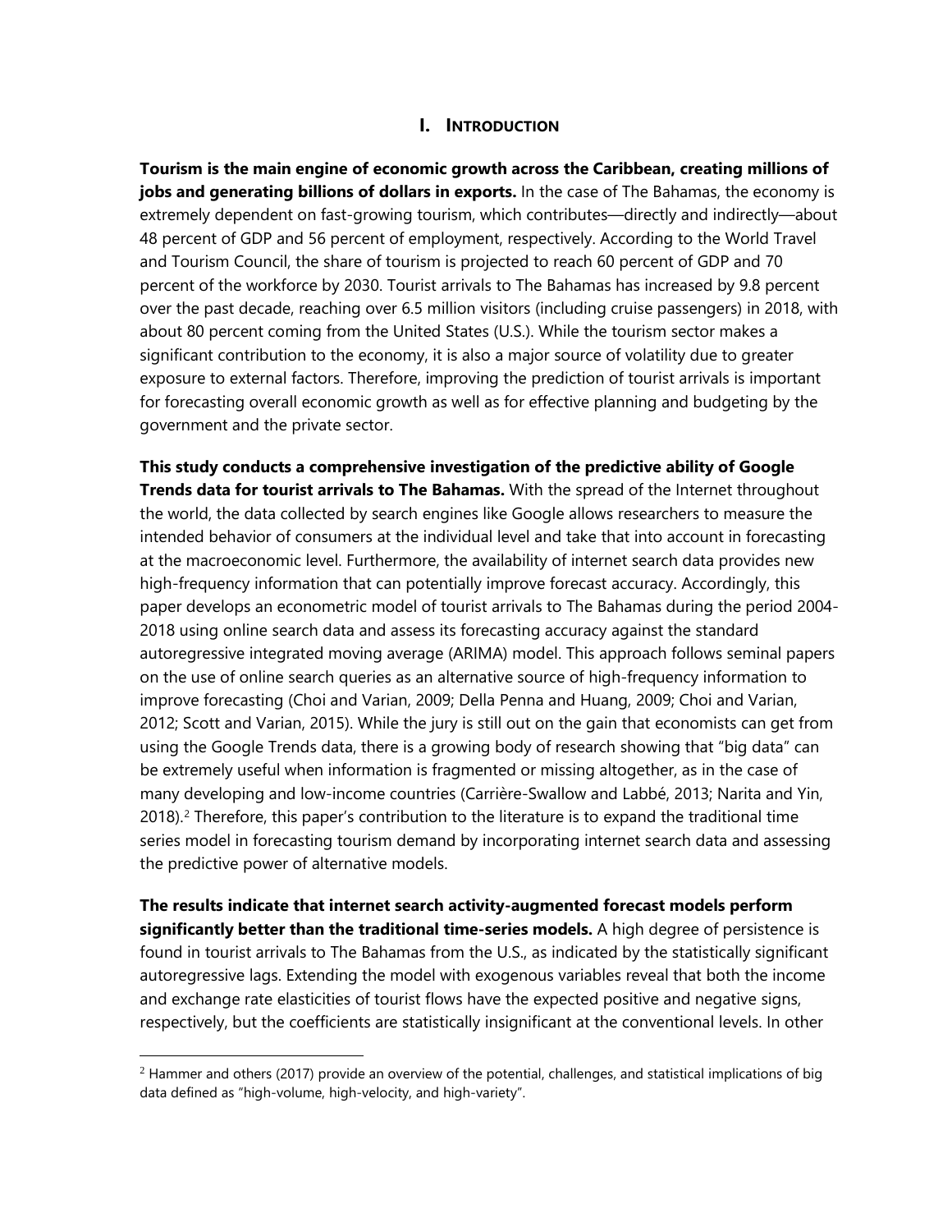## I. INTRODUCTION

**Tourism is the main engine of economic growth across the Caribbean, creating millions of jobs and generating billions of dollars in exports.** In the case of The Bahamas, the economy is extremely dependent on fast-growing tourism, which contributes—directly and indirectly—about 48 percent of GDP and 56 percent of employment, respectively. According to the World Travel and Tourism Council, the share of tourism is projected to reach 60 percent of GDP and 70 percent of the workforce by 2030. Tourist arrivals to The Bahamas has increased by 9.8 percent over the past decade, reaching over 6.5 million visitors (including cruise passengers) in 2018, with about 80 percent coming from the United States (U.S.). While the tourism sector makes a significant contribution to the economy, it is also a major source of volatility due to greater exposure to external factors. Therefore, improving the prediction of tourist arrivals is important for forecasting overall economic growth as well as for effective planning and budgeting by the government and the private sector.

**This study conducts a comprehensive investigation of the predictive ability of Google Trends data for tourist arrivals to The Bahamas.** With the spread of the Internet throughout the world, the data collected by search engines like Google allows researchers to measure the intended behavior of consumers at the individual level and take that into account in forecasting at the macroeconomic level. Furthermore, the availability of internet search data provides new high-frequency information that can potentially improve forecast accuracy. Accordingly, this paper develops an econometric model of tourist arrivals to The Bahamas during the period 2004-2018 using online search data and assess its forecasting accuracy against the standard autoregressive integrated moving average (ARIMA) model. This approach follows seminal papers on the use of online search queries as an alternative source of high-frequency information to improve forecasting (Choi and Varian, 2009; Della Penna and Huang, 2009; Choi and Varian, 2012; Scott and Varian, 2015). While the jury is still out on the gain that economists can get from using the Google Trends data, there is a growing body of research showing that "big data" can be extremely useful when information is fragmented or missing altogether, as in the case of many developing and low-income countries (Carrière-Swallow and Labbé, 2013; Narita and Yin, 2018).[2] Therefore, this paper's contribution to the literature is to expand the traditional time series model in forecasting tourism demand by incorporating internet search data and assessing the predictive power of alternative models.

**The results indicate that internet search activity-augmented forecast models perform significantly better than the traditional time-series models.** A high degree of persistence is found in tourist arrivals to The Bahamas from the U.S., as indicated by the statistically significant autoregressive lags. Extending the model with exogenous variables reveal that both the income and exchange rate elasticities of tourist flows have the expected positive and negative signs, respectively, but the coefficients are statistically insignificant at the conventional levels. In other

[2] Hammer and others (2017) provide an overview of the potential, challenges, and statistical implications of big data defined as "high-volume, high-velocity, and high-variety".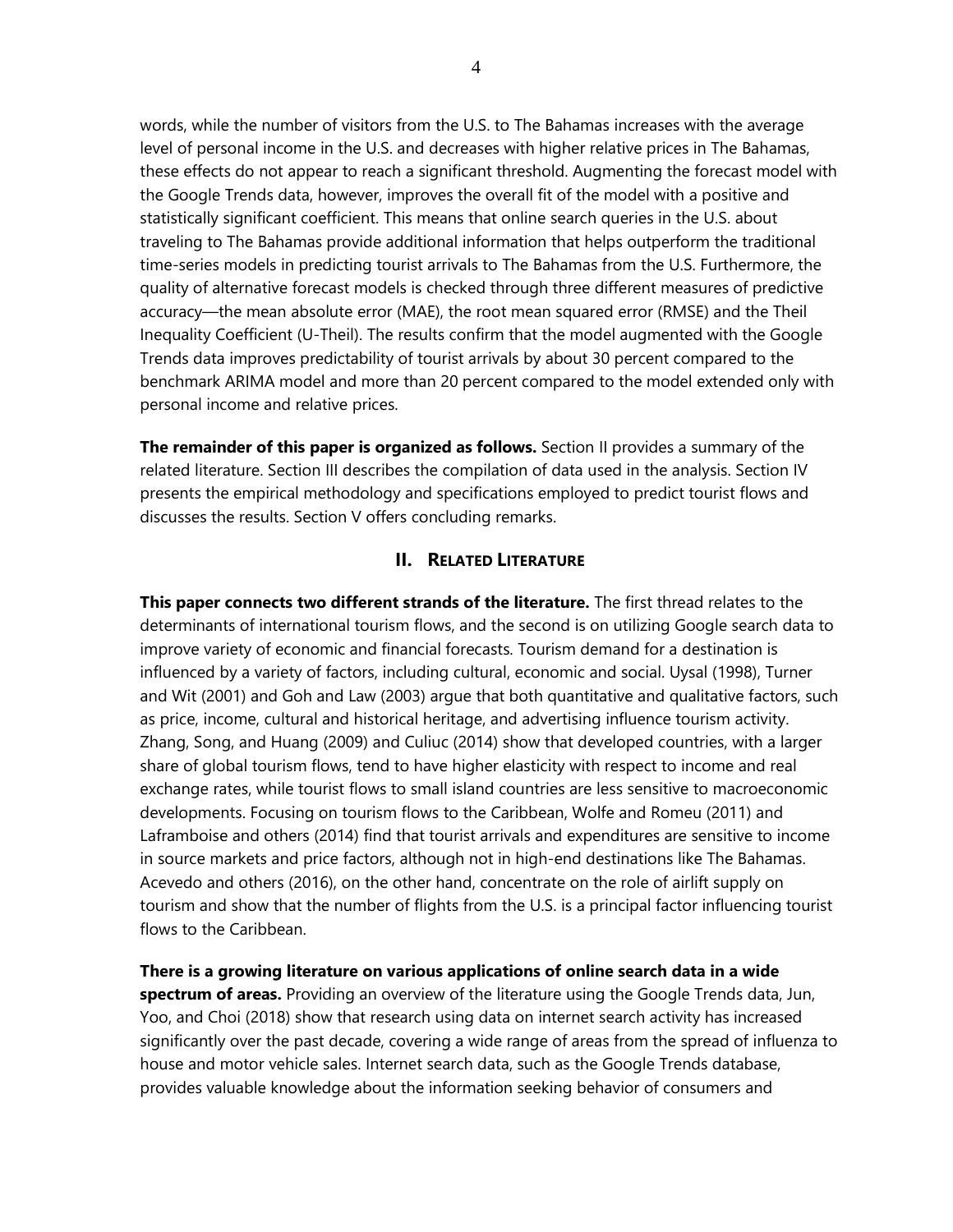words, while the number of visitors from the U.S. to The Bahamas increases with the average level of personal income in the U.S. and decreases with higher relative prices in The Bahamas, these effects do not appear to reach a significant threshold. Augmenting the forecast model with the Google Trends data, however, improves the overall fit of the model with a positive and statistically significant coefficient. This means that online search queries in the U.S. about traveling to The Bahamas provide additional information that helps outperform the traditional time-series models in predicting tourist arrivals to The Bahamas from the U.S. Furthermore, the quality of alternative forecast models is checked through three different measures of predictive accuracy—the mean absolute error (MAE), the root mean squared error (RMSE) and the Theil Inequality Coefficient (U-Theil). The results confirm that the model augmented with the Google Trends data improves predictability of tourist arrivals by about 30 percent compared to the benchmark ARIMA model and more than 20 percent compared to the model extended only with personal income and relative prices.

**The remainder of this paper is organized as follows.** Section II provides a summary of the related literature. Section III describes the compilation of data used in the analysis. Section IV presents the empirical methodology and specifications employed to predict tourist flows and discusses the results. Section V offers concluding remarks.

## II. Related Literature

**This paper connects two different strands of the literature.** The first thread relates to the determinants of international tourism flows, and the second is on utilizing Google search data to improve variety of economic and financial forecasts. Tourism demand for a destination is influenced by a variety of factors, including cultural, economic and social. Uysal (1998), Turner and Wit (2001) and Goh and Law (2003) argue that both quantitative and qualitative factors, such as price, income, cultural and historical heritage, and advertising influence tourism activity. Zhang, Song, and Huang (2009) and Culiuc (2014) show that developed countries, with a larger share of global tourism flows, tend to have higher elasticity with respect to income and real exchange rates, while tourist flows to small island countries are less sensitive to macroeconomic developments. Focusing on tourism flows to the Caribbean, Wolfe and Romeu (2011) and Laframboise and others (2014) find that tourist arrivals and expenditures are sensitive to income in source markets and price factors, although not in high-end destinations like The Bahamas. Acevedo and others (2016), on the other hand, concentrate on the role of airlift supply on tourism and show that the number of flights from the U.S. is a principal factor influencing tourist flows to the Caribbean.

**There is a growing literature on various applications of online search data in a wide spectrum of areas.** Providing an overview of the literature using the Google Trends data, Jun, Yoo, and Choi (2018) show that research using data on internet search activity has increased significantly over the past decade, covering a wide range of areas from the spread of influenza to house and motor vehicle sales. Internet search data, such as the Google Trends database, provides valuable knowledge about the information seeking behavior of consumers and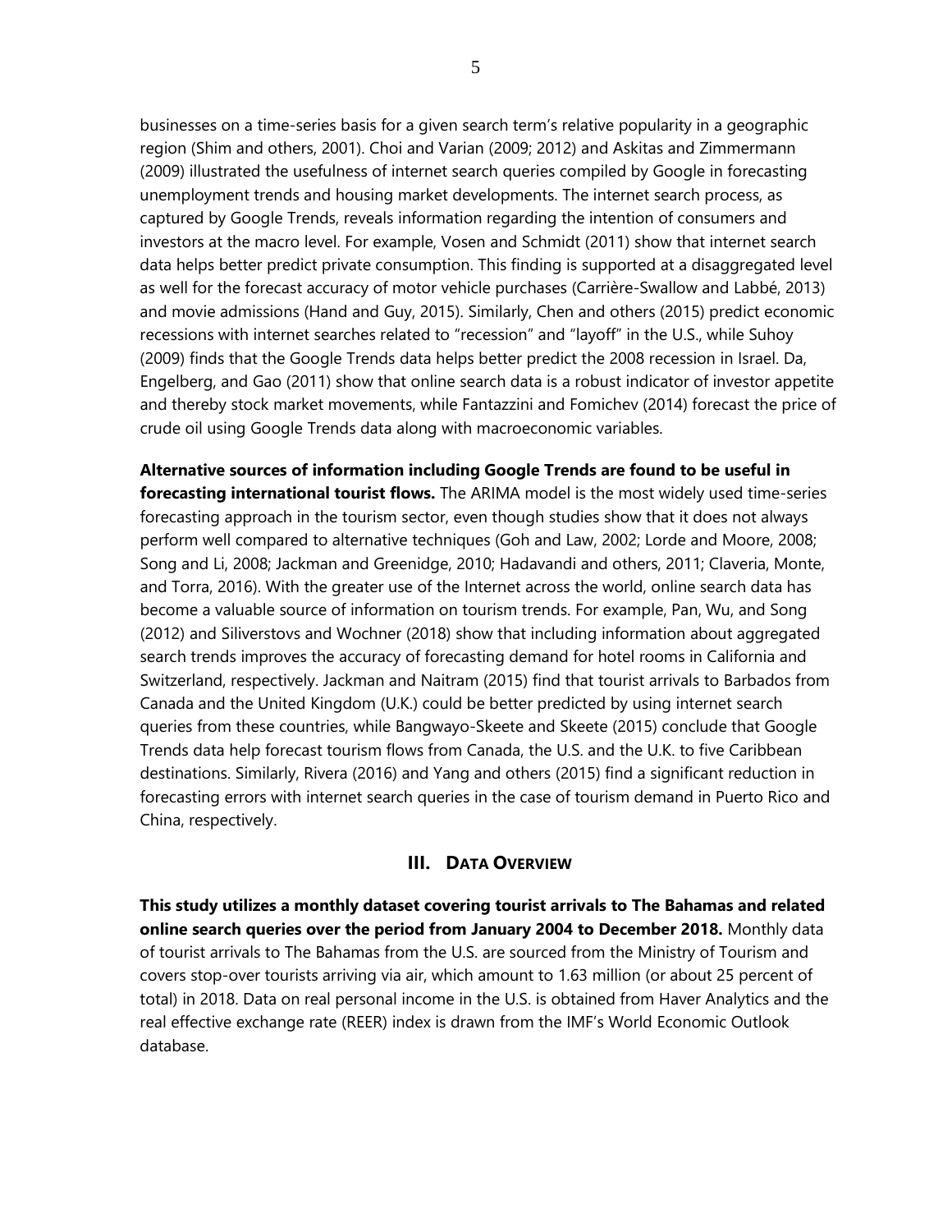businesses on a time-series basis for a given search term's relative popularity in a geographic region (Shim and others, 2001). Choi and Varian (2009; 2012) and Askitas and Zimmermann (2009) illustrated the usefulness of internet search queries compiled by Google in forecasting unemployment trends and housing market developments. The internet search process, as captured by Google Trends, reveals information regarding the intention of consumers and investors at the macro level. For example, Vosen and Schmidt (2011) show that internet search data helps better predict private consumption. This finding is supported at a disaggregated level as well for the forecast accuracy of motor vehicle purchases (Carrière-Swallow and Labbé, 2013) and movie admissions (Hand and Guy, 2015). Similarly, Chen and others (2015) predict economic recessions with internet searches related to "recession" and "layoff" in the U.S., while Suhoy (2009) finds that the Google Trends data helps better predict the 2008 recession in Israel. Da, Engelberg, and Gao (2011) show that online search data is a robust indicator of investor appetite and thereby stock market movements, while Fantazzini and Fomichev (2014) forecast the price of crude oil using Google Trends data along with macroeconomic variables.

**Alternative sources of information including Google Trends are found to be useful in forecasting international tourist flows.** The ARIMA model is the most widely used time-series forecasting approach in the tourism sector, even though studies show that it does not always perform well compared to alternative techniques (Goh and Law, 2002; Lorde and Moore, 2008; Song and Li, 2008; Jackman and Greenidge, 2010; Hadavandi and others, 2011; Claveria, Monte, and Torra, 2016). With the greater use of the Internet across the world, online search data has become a valuable source of information on tourism trends. For example, Pan, Wu, and Song (2012) and Siliverstovs and Wochner (2018) show that including information about aggregated search trends improves the accuracy of forecasting demand for hotel rooms in California and Switzerland, respectively. Jackman and Naitram (2015) find that tourist arrivals to Barbados from Canada and the United Kingdom (U.K.) could be better predicted by using internet search queries from these countries, while Bangwayo-Skeete and Skeete (2015) conclude that Google Trends data help forecast tourism flows from Canada, the U.S. and the U.K. to five Caribbean destinations. Similarly, Rivera (2016) and Yang and others (2015) find a significant reduction in forecasting errors with internet search queries in the case of tourism demand in Puerto Rico and China, respectively.

## III. Data Overview

**This study utilizes a monthly dataset covering tourist arrivals to The Bahamas and related online search queries over the period from January 2004 to December 2018.** Monthly data of tourist arrivals to The Bahamas from the U.S. are sourced from the Ministry of Tourism and covers stop-over tourists arriving via air, which amount to 1.63 million (or about 25 percent of total) in 2018. Data on real personal income in the U.S. is obtained from Haver Analytics and the real effective exchange rate (REER) index is drawn from the IMF's World Economic Outlook database.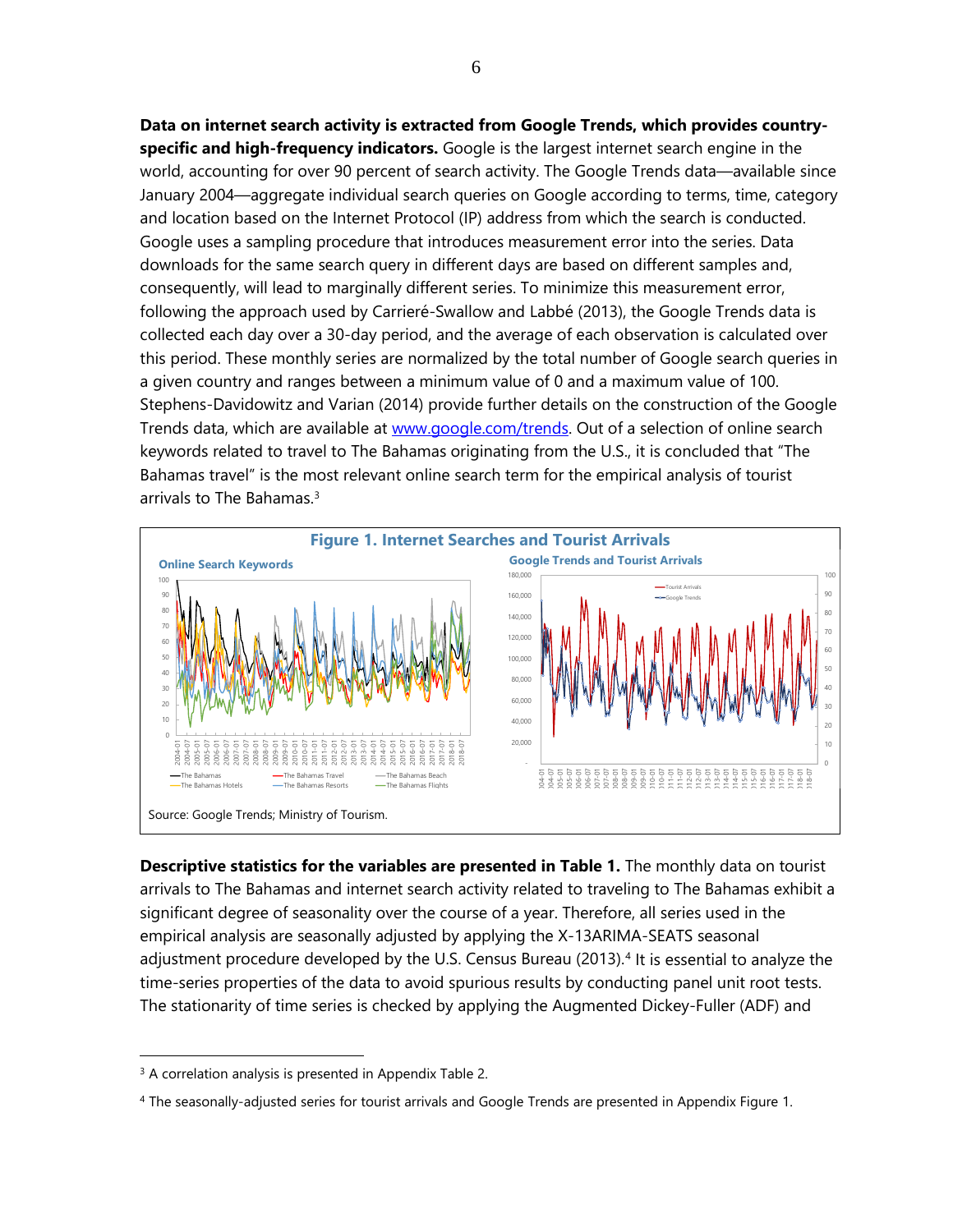**Data on internet search activity is extracted from Google Trends, which provides country-specific and high-frequency indicators.** Google is the largest internet search engine in the world, accounting for over 90 percent of search activity. The Google Trends data—available since January 2004—aggregate individual search queries on Google according to terms, time, category and location based on the Internet Protocol (IP) address from which the search is conducted. Google uses a sampling procedure that introduces measurement error into the series. Data downloads for the same search query in different days are based on different samples and, consequently, will lead to marginally different series. To minimize this measurement error, following the approach used by Carrieré-Swallow and Labbé (2013), the Google Trends data is collected each day over a 30-day period, and the average of each observation is calculated over this period. These monthly series are normalized by the total number of Google search queries in a given country and ranges between a minimum value of 0 and a maximum value of 100. Stephens-Davidowitz and Varian (2014) provide further details on the construction of the Google Trends data, which are available at www.google.com/trends. Out of a selection of online search keywords related to travel to The Bahamas originating from the U.S., it is concluded that "The Bahamas travel" is the most relevant online search term for the empirical analysis of tourist arrivals to The Bahamas.[3]

**Figure 1. Internet Searches and Tourist Arrivals**

Online Search Keywords — The Bahamas; The Bahamas Travel; The Bahamas Beach; The Bahamas Hotels; The Bahamas Resorts; The Bahamas Flights

Google Trends and Tourist Arrivals — Tourist Arrivals; Google Trends

Source: Google Trends; Ministry of Tourism.

**Descriptive statistics for the variables are presented in Table 1.** The monthly data on tourist arrivals to The Bahamas and internet search activity related to traveling to The Bahamas exhibit a significant degree of seasonality over the course of a year. Therefore, all series used in the empirical analysis are seasonally adjusted by applying the X-13ARIMA-SEATS seasonal adjustment procedure developed by the U.S. Census Bureau (2013).[4] It is essential to analyze the time-series properties of the data to avoid spurious results by conducting panel unit root tests. The stationarity of time series is checked by applying the Augmented Dickey-Fuller (ADF) and

[3] A correlation analysis is presented in Appendix Table 2.

[4] The seasonally-adjusted series for tourist arrivals and Google Trends are presented in Appendix Figure 1.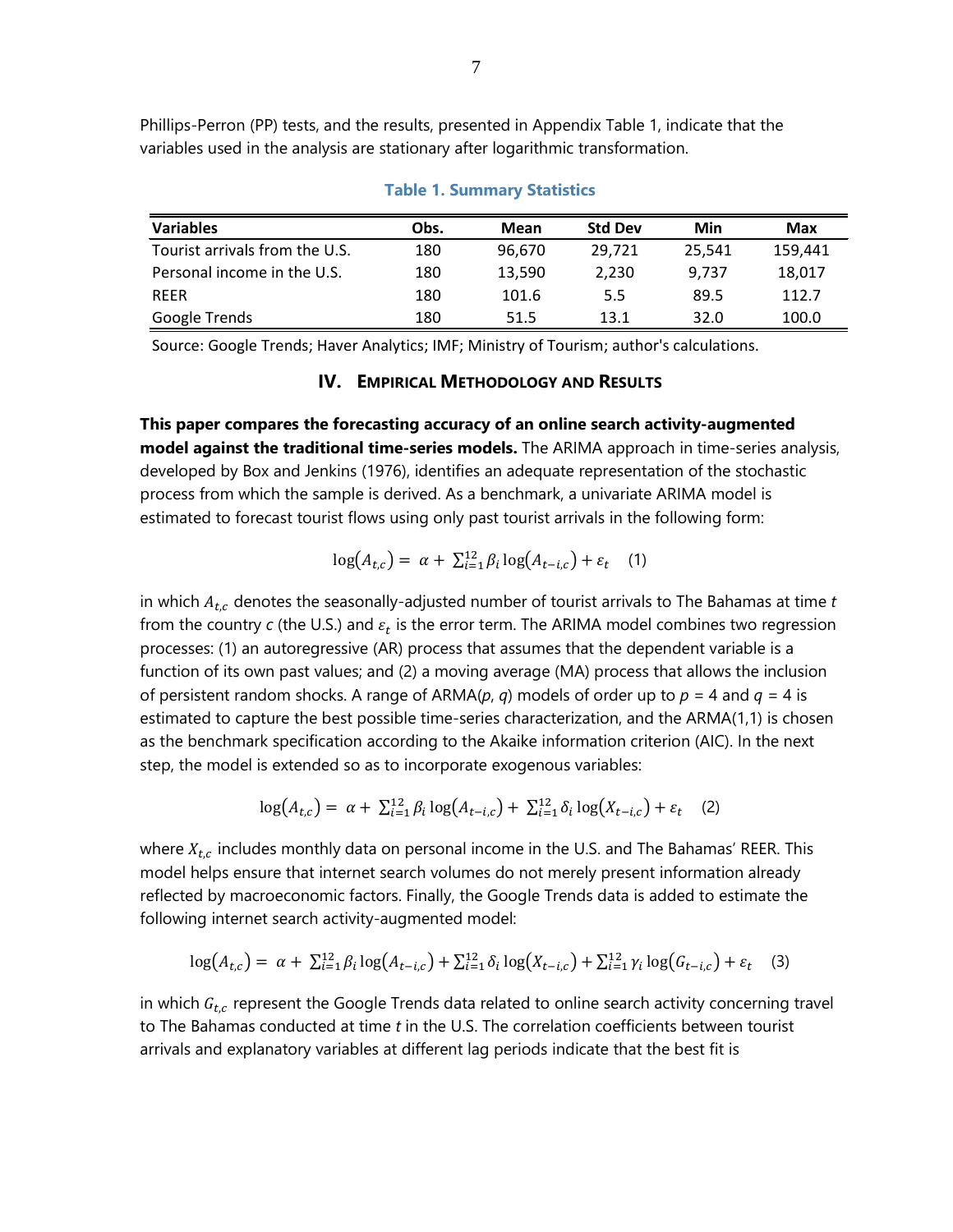Phillips-Perron (PP) tests, and the results, presented in Appendix Table 1, indicate that the variables used in the analysis are stationary after logarithmic transformation.

**Table 1. Summary Statistics**

| Variables | Obs. | Mean | Std Dev | Min | Max |
|---|---|---|---|---|---|
| Tourist arrivals from the U.S. | 180 | 96,670 | 29,721 | 25,541 | 159,441 |
| Personal income in the U.S. | 180 | 13,590 | 2,230 | 9,737 | 18,017 |
| REER | 180 | 101.6 | 5.5 | 89.5 | 112.7 |
| Google Trends | 180 | 51.5 | 13.1 | 32.0 | 100.0 |

Source: Google Trends; Haver Analytics; IMF; Ministry of Tourism; author's calculations.

## IV. Empirical Methodology and Results

**This paper compares the forecasting accuracy of an online search activity-augmented model against the traditional time-series models.** The ARIMA approach in time-series analysis, developed by Box and Jenkins (1976), identifies an adequate representation of the stochastic process from which the sample is derived. As a benchmark, a univariate ARIMA model is estimated to forecast tourist flows using only past tourist arrivals in the following form:

$$\log(A_{t,c}) = \alpha + \sum_{i=1}^{12} \beta_i \log(A_{t-i,c}) + \varepsilon_t \quad (1)$$

in which $A_{t,c}$ denotes the seasonally-adjusted number of tourist arrivals to The Bahamas at time $t$ from the country $c$ (the U.S.) and $\varepsilon_t$ is the error term. The ARIMA model combines two regression processes: (1) an autoregressive (AR) process that assumes that the dependent variable is a function of its own past values; and (2) a moving average (MA) process that allows the inclusion of persistent random shocks. A range of ARMA($p$, $q$) models of order up to $p$ = 4 and $q$ = 4 is estimated to capture the best possible time-series characterization, and the ARMA(1,1) is chosen as the benchmark specification according to the Akaike information criterion (AIC). In the next step, the model is extended so as to incorporate exogenous variables:

$$\log(A_{t,c}) = \alpha + \sum_{i=1}^{12} \beta_i \log(A_{t-i,c}) + \sum_{i=1}^{12} \delta_i \log(X_{t-i,c}) + \varepsilon_t \quad (2)$$

where $X_{t,c}$ includes monthly data on personal income in the U.S. and The Bahamas' REER. This model helps ensure that internet search volumes do not merely present information already reflected by macroeconomic factors. Finally, the Google Trends data is added to estimate the following internet search activity-augmented model:

$$\log(A_{t,c}) = \alpha + \sum_{i=1}^{12} \beta_i \log(A_{t-i,c}) + \sum_{i=1}^{12} \delta_i \log(X_{t-i,c}) + \sum_{i=1}^{12} \gamma_i \log(G_{t-i,c}) + \varepsilon_t \quad (3)$$

in which $G_{t,c}$ represent the Google Trends data related to online search activity concerning travel to The Bahamas conducted at time $t$ in the U.S. The correlation coefficients between tourist arrivals and explanatory variables at different lag periods indicate that the best fit is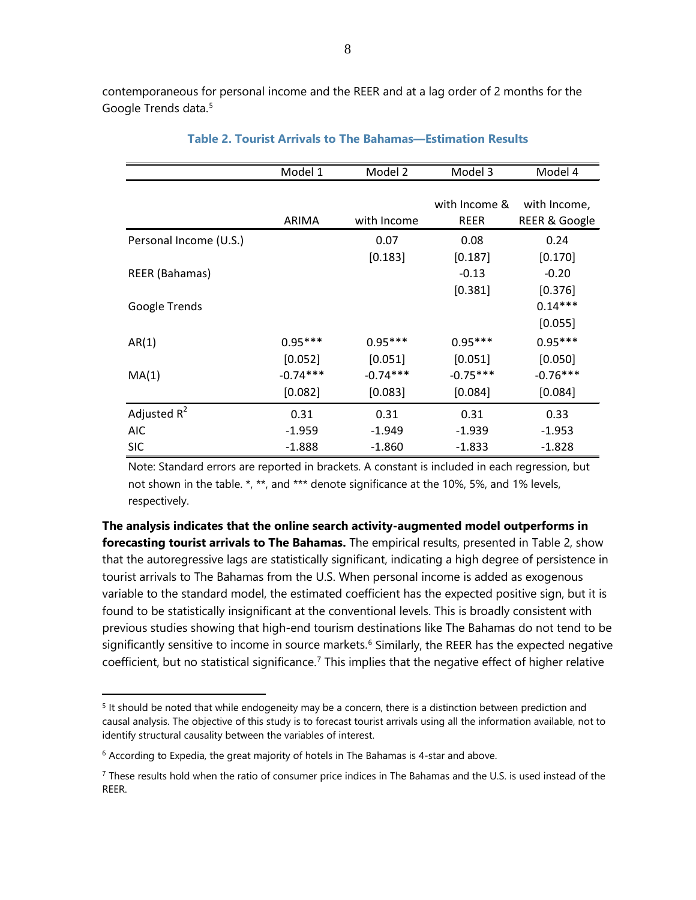contemporaneous for personal income and the REER and at a lag order of 2 months for the Google Trends data.[5]

### Table 2. Tourist Arrivals to The Bahamas—Estimation Results

| | Model 1 | Model 2 | Model 3 | Model 4 |
|---|---|---|---|---|
| | ARIMA | with Income | with Income & REER | with Income, REER & Google |
| Personal Income (U.S.) | | 0.07 | 0.08 | 0.24 |
| | | [0.183] | [0.187] | [0.170] |
| REER (Bahamas) | | | -0.13 | -0.20 |
| | | | [0.381] | [0.376] |
| Google Trends | | | | 0.14*** |
| | | | | [0.055] |
| AR(1) | 0.95*** | 0.95*** | 0.95*** | 0.95*** |
| | [0.052] | [0.051] | [0.051] | [0.050] |
| MA(1) | -0.74*** | -0.74*** | -0.75*** | -0.76*** |
| | [0.082] | [0.083] | [0.084] | [0.084] |
| Adjusted $R^2$ | 0.31 | 0.31 | 0.31 | 0.33 |
| AIC | -1.959 | -1.949 | -1.939 | -1.953 |
| SIC | -1.888 | -1.860 | -1.833 | -1.828 |

Note: Standard errors are reported in brackets. A constant is included in each regression, but not shown in the table. *, **, and *** denote significance at the 10%, 5%, and 1% levels, respectively.

**The analysis indicates that the online search activity-augmented model outperforms in forecasting tourist arrivals to The Bahamas.** The empirical results, presented in Table 2, show that the autoregressive lags are statistically significant, indicating a high degree of persistence in tourist arrivals to The Bahamas from the U.S. When personal income is added as exogenous variable to the standard model, the estimated coefficient has the expected positive sign, but it is found to be statistically insignificant at the conventional levels. This is broadly consistent with previous studies showing that high-end tourism destinations like The Bahamas do not tend to be significantly sensitive to income in source markets.[6] Similarly, the REER has the expected negative coefficient, but no statistical significance.[7] This implies that the negative effect of higher relative

---

[5] It should be noted that while endogeneity may be a concern, there is a distinction between prediction and causal analysis. The objective of this study is to forecast tourist arrivals using all the information available, not to identify structural causality between the variables of interest.

[6] According to Expedia, the great majority of hotels in The Bahamas is 4-star and above.

[7] These results hold when the ratio of consumer price indices in The Bahamas and the U.S. is used instead of the REER.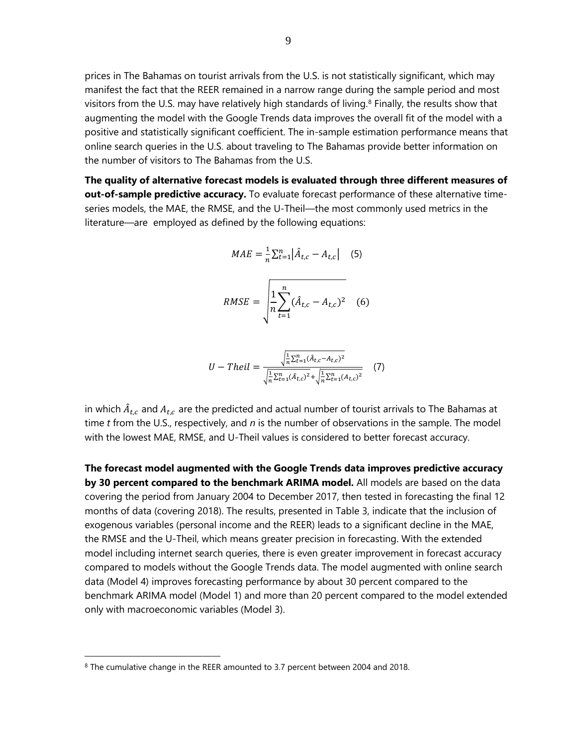prices in The Bahamas on tourist arrivals from the U.S. is not statistically significant, which may manifest the fact that the REER remained in a narrow range during the sample period and most visitors from the U.S. may have relatively high standards of living.[8] Finally, the results show that augmenting the model with the Google Trends data improves the overall fit of the model with a positive and statistically significant coefficient. The in-sample estimation performance means that online search queries in the U.S. about traveling to The Bahamas provide better information on the number of visitors to The Bahamas from the U.S.

**The quality of alternative forecast models is evaluated through three different measures of out-of-sample predictive accuracy.** To evaluate forecast performance of these alternative time-series models, the MAE, the RMSE, and the U-Theil—the most commonly used metrics in the literature—are employed as defined by the following equations:

$$MAE = \frac{1}{n}\sum_{t=1}^{n}\left|\hat{A}_{t,c} - A_{t,c}\right| \quad (5)$$

$$RMSE = \sqrt{\frac{1}{n}\sum_{t=1}^{n}(\hat{A}_{t,c} - A_{t,c})^2} \quad (6)$$

$$U - Theil = \frac{\sqrt{\frac{1}{n}\sum_{t=1}^{n}(\hat{A}_{t,c} - A_{t,c})^2}}{\sqrt{\frac{1}{n}\sum_{t=1}^{n}(\hat{A}_{t,c})^2} + \sqrt{\frac{1}{n}\sum_{t=1}^{n}(A_{t,c})^2}} \quad (7)$$

in which $\hat{A}_{t,c}$ and $A_{t,c}$ are the predicted and actual number of tourist arrivals to The Bahamas at time *t* from the U.S., respectively, and *n* is the number of observations in the sample. The model with the lowest MAE, RMSE, and U-Theil values is considered to better forecast accuracy.

**The forecast model augmented with the Google Trends data improves predictive accuracy by 30 percent compared to the benchmark ARIMA model.** All models are based on the data covering the period from January 2004 to December 2017, then tested in forecasting the final 12 months of data (covering 2018). The results, presented in Table 3, indicate that the inclusion of exogenous variables (personal income and the REER) leads to a significant decline in the MAE, the RMSE and the U-Theil, which means greater precision in forecasting. With the extended model including internet search queries, there is even greater improvement in forecast accuracy compared to models without the Google Trends data. The model augmented with online search data (Model 4) improves forecasting performance by about 30 percent compared to the benchmark ARIMA model (Model 1) and more than 20 percent compared to the model extended only with macroeconomic variables (Model 3).

[8] The cumulative change in the REER amounted to 3.7 percent between 2004 and 2018.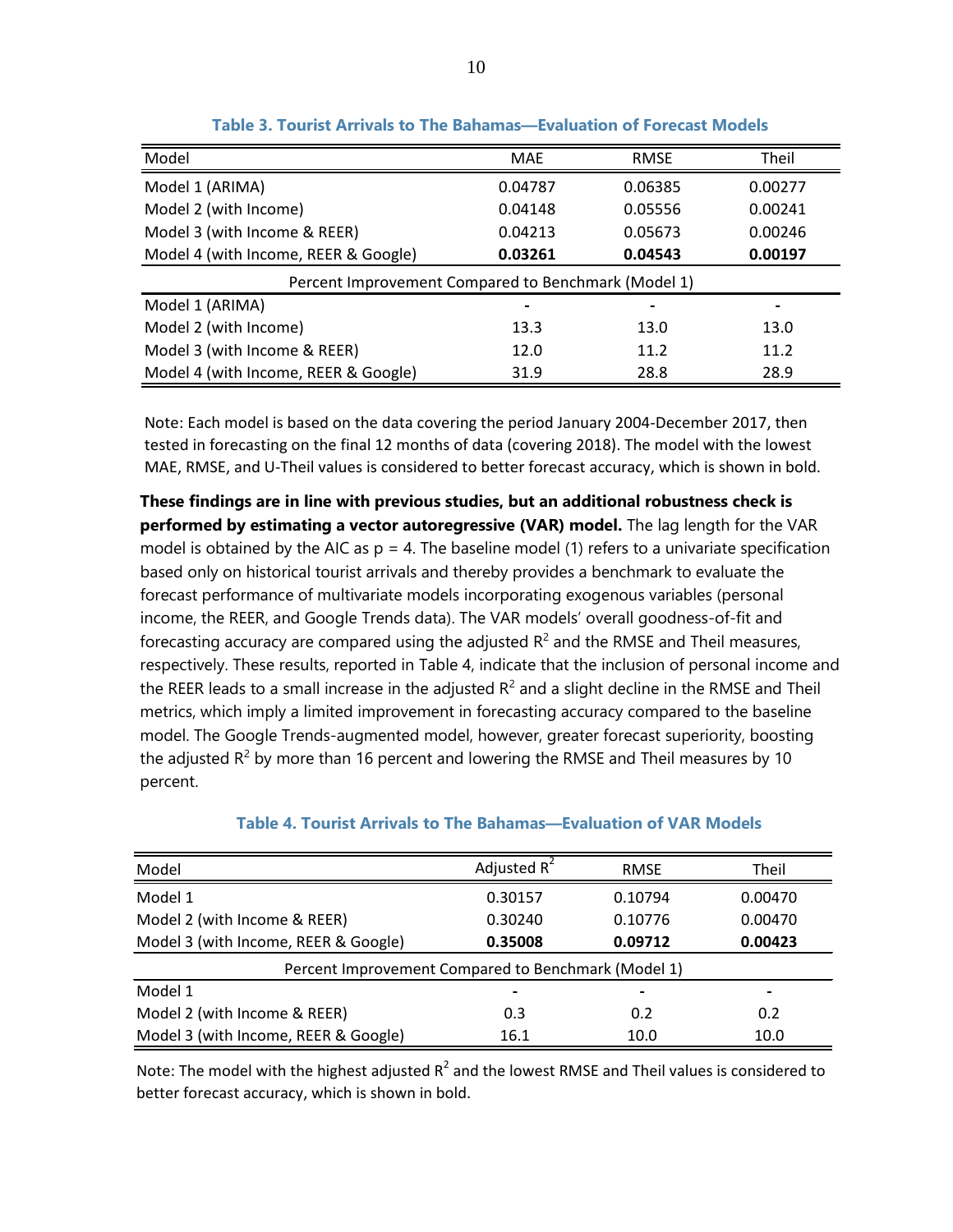**Table 3. Tourist Arrivals to The Bahamas—Evaluation of Forecast Models**

| Model | MAE | RMSE | Theil |
|---|---|---|---|
| Model 1 (ARIMA) | 0.04787 | 0.06385 | 0.00277 |
| Model 2 (with Income) | 0.04148 | 0.05556 | 0.00241 |
| Model 3 (with Income & REER) | 0.04213 | 0.05673 | 0.00246 |
| Model 4 (with Income, REER & Google) | **0.03261** | **0.04543** | **0.00197** |
| Percent Improvement Compared to Benchmark (Model 1) | | | |
| Model 1 (ARIMA) | - | - | - |
| Model 2 (with Income) | 13.3 | 13.0 | 13.0 |
| Model 3 (with Income & REER) | 12.0 | 11.2 | 11.2 |
| Model 4 (with Income, REER & Google) | 31.9 | 28.8 | 28.9 |

Note: Each model is based on the data covering the period January 2004-December 2017, then tested in forecasting on the final 12 months of data (covering 2018). The model with the lowest MAE, RMSE, and U-Theil values is considered to better forecast accuracy, which is shown in bold.

**These findings are in line with previous studies, but an additional robustness check is performed by estimating a vector autoregressive (VAR) model.** The lag length for the VAR model is obtained by the AIC as p = 4. The baseline model (1) refers to a univariate specification based only on historical tourist arrivals and thereby provides a benchmark to evaluate the forecast performance of multivariate models incorporating exogenous variables (personal income, the REER, and Google Trends data). The VAR models' overall goodness-of-fit and forecasting accuracy are compared using the adjusted $R^2$ and the RMSE and Theil measures, respectively. These results, reported in Table 4, indicate that the inclusion of personal income and the REER leads to a small increase in the adjusted $R^2$ and a slight decline in the RMSE and Theil metrics, which imply a limited improvement in forecasting accuracy compared to the baseline model. The Google Trends-augmented model, however, greater forecast superiority, boosting the adjusted $R^2$ by more than 16 percent and lowering the RMSE and Theil measures by 10 percent.

**Table 4. Tourist Arrivals to The Bahamas—Evaluation of VAR Models**

| Model | Adjusted $R^2$ | RMSE | Theil |
|---|---|---|---|
| Model 1 | 0.30157 | 0.10794 | 0.00470 |
| Model 2 (with Income & REER) | 0.30240 | 0.10776 | 0.00470 |
| Model 3 (with Income, REER & Google) | **0.35008** | **0.09712** | **0.00423** |
| Percent Improvement Compared to Benchmark (Model 1) | | | |
| Model 1 | - | - | - |
| Model 2 (with Income & REER) | 0.3 | 0.2 | 0.2 |
| Model 3 (with Income, REER & Google) | 16.1 | 10.0 | 10.0 |

Note: The model with the highest adjusted $R^2$ and the lowest RMSE and Theil values is considered to better forecast accuracy, which is shown in bold.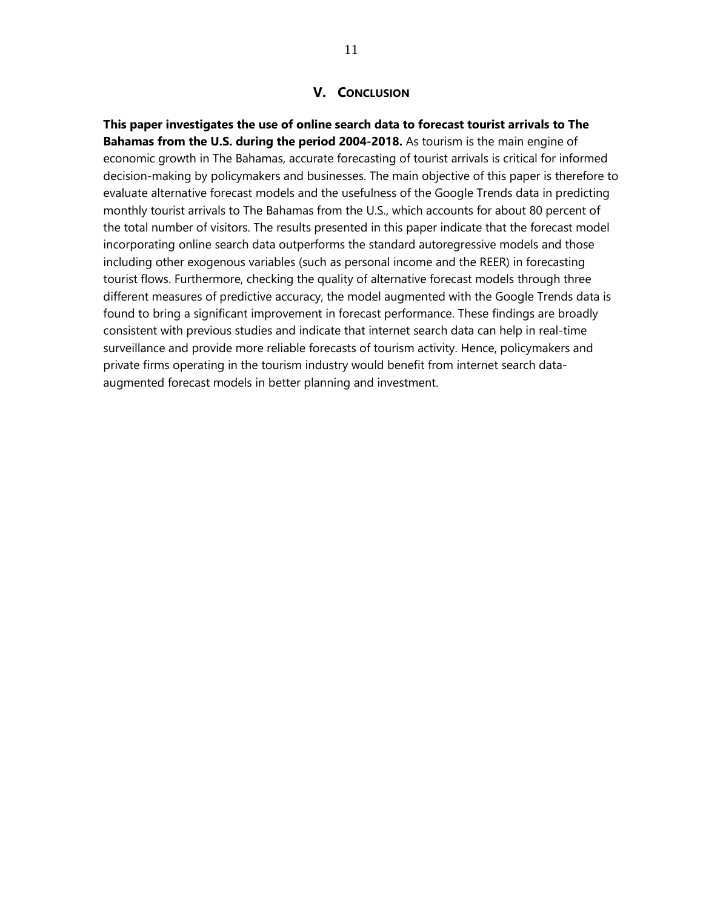## V. CONCLUSION

**This paper investigates the use of online search data to forecast tourist arrivals to The Bahamas from the U.S. during the period 2004-2018.** As tourism is the main engine of economic growth in The Bahamas, accurate forecasting of tourist arrivals is critical for informed decision-making by policymakers and businesses. The main objective of this paper is therefore to evaluate alternative forecast models and the usefulness of the Google Trends data in predicting monthly tourist arrivals to The Bahamas from the U.S., which accounts for about 80 percent of the total number of visitors. The results presented in this paper indicate that the forecast model incorporating online search data outperforms the standard autoregressive models and those including other exogenous variables (such as personal income and the REER) in forecasting tourist flows. Furthermore, checking the quality of alternative forecast models through three different measures of predictive accuracy, the model augmented with the Google Trends data is found to bring a significant improvement in forecast performance. These findings are broadly consistent with previous studies and indicate that internet search data can help in real-time surveillance and provide more reliable forecasts of tourism activity. Hence, policymakers and private firms operating in the tourism industry would benefit from internet search data-augmented forecast models in better planning and investment.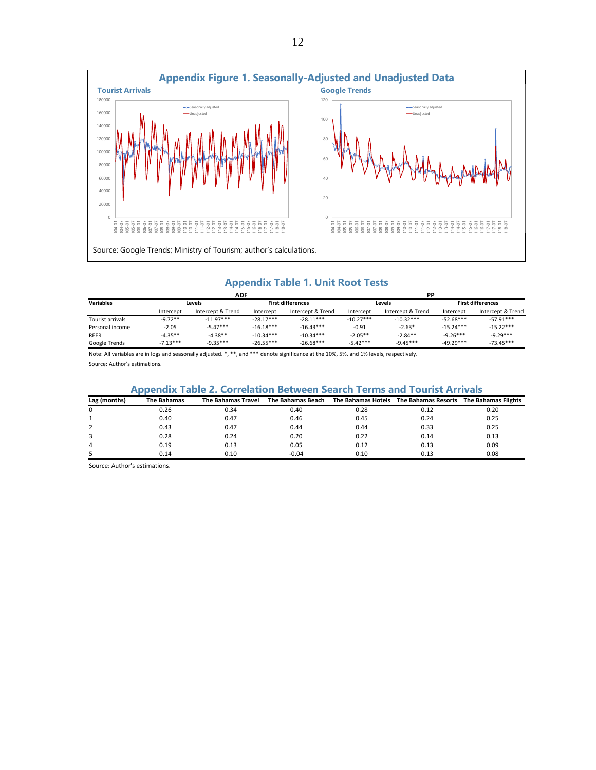## Appendix Figure 1. Seasonally-Adjusted and Unadjusted Data

**Tourist Arrivals** — **Google Trends**

Source: Google Trends; Ministry of Tourism; author's calculations.

## Appendix Table 1. Unit Root Tests

| Variables | ADF | | | | PP | | | |
|---|---|---|---|---|---|---|---|---|
| | Levels | | First differences | | Levels | | First differences | |
| | Intercept | Intercept & Trend | Intercept | Intercept & Trend | Intercept | Intercept & Trend | Intercept | Intercept & Trend |
| Tourist arrivals | -9.72** | -11.97*** | -28.17*** | -28.11*** | -10.27*** | -10.32*** | -52.68*** | -57.91*** |
| Personal income | -2.05 | -5.47*** | -16.18*** | -16.43*** | -0.91 | -2.63* | -15.24*** | -15.22*** |
| REER | -4.35** | -4.38** | -10.34*** | -10.34*** | -2.05** | -2.84** | -9.26*** | -9.29*** |
| Google Trends | -7.13*** | -9.35*** | -26.55*** | -26.68*** | -5.42*** | -9.45*** | -49.29*** | -73.45*** |

Note: All variables are in logs and seasonally adjusted. *, **, and *** denote significance at the 10%, 5%, and 1% levels, respectively.

Source: Author's estimations.

## Appendix Table 2. Correlation Between Search Terms and Tourist Arrivals

| Lag (months) | The Bahamas | The Bahamas Travel | The Bahamas Beach | The Bahamas Hotels | The Bahamas Resorts | The Bahamas Flights |
|---|---|---|---|---|---|---|
| 0 | 0.26 | 0.34 | 0.40 | 0.28 | 0.12 | 0.20 |
| 1 | 0.40 | 0.47 | 0.46 | 0.45 | 0.24 | 0.25 |
| 2 | 0.43 | 0.47 | 0.44 | 0.44 | 0.33 | 0.25 |
| 3 | 0.28 | 0.24 | 0.20 | 0.22 | 0.14 | 0.13 |
| 4 | 0.19 | 0.13 | 0.05 | 0.12 | 0.13 | 0.09 |
| 5 | 0.14 | 0.10 | -0.04 | 0.10 | 0.13 | 0.08 |

Source: Author's estimations.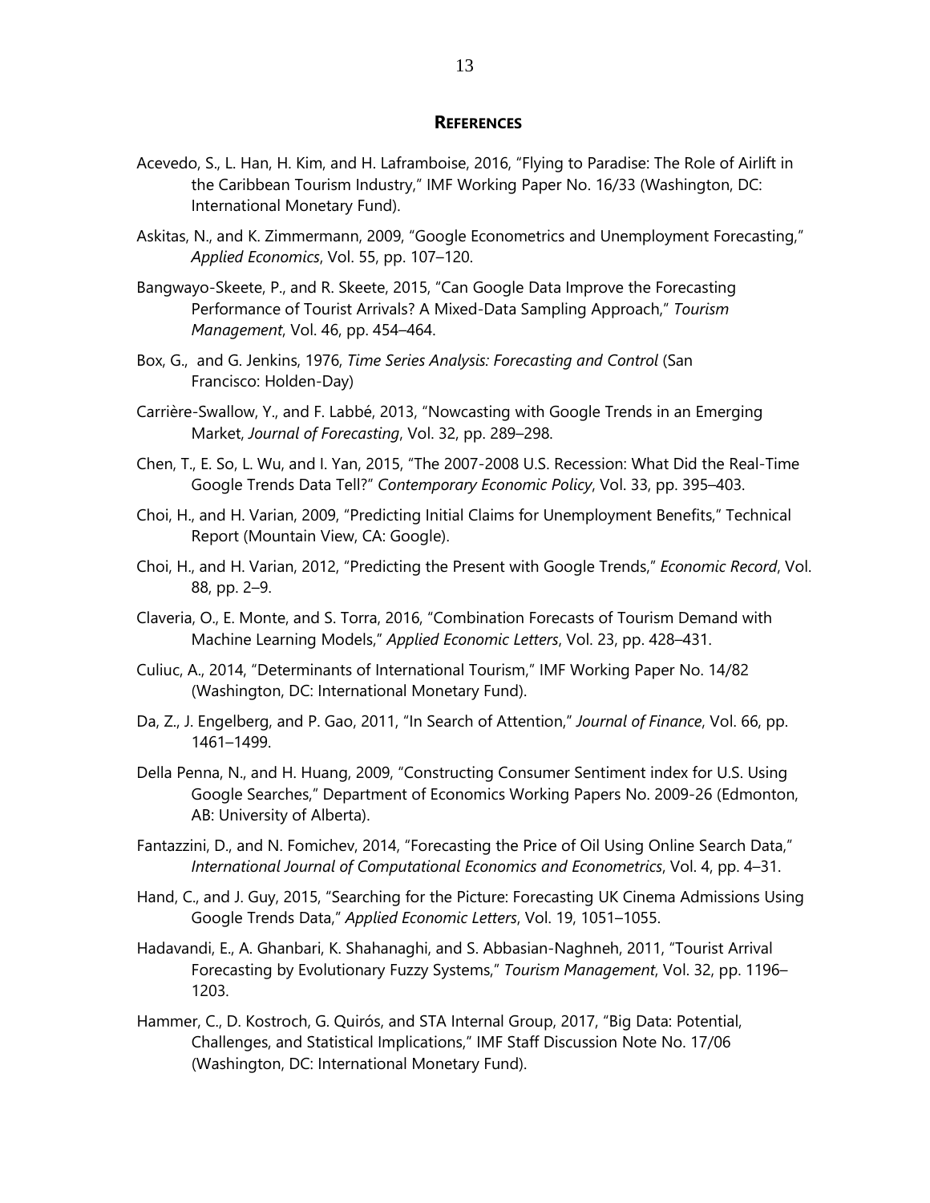## References

Acevedo, S., L. Han, H. Kim, and H. Laframboise, 2016, "Flying to Paradise: The Role of Airlift in the Caribbean Tourism Industry," IMF Working Paper No. 16/33 (Washington, DC: International Monetary Fund).

Askitas, N., and K. Zimmermann, 2009, "Google Econometrics and Unemployment Forecasting," *Applied Economics*, Vol. 55, pp. 107–120.

Bangwayo-Skeete, P., and R. Skeete, 2015, "Can Google Data Improve the Forecasting Performance of Tourist Arrivals? A Mixed-Data Sampling Approach," *Tourism Management*, Vol. 46, pp. 454–464.

Box, G., and G. Jenkins, 1976, *Time Series Analysis: Forecasting and Control* (San Francisco: Holden-Day)

Carrière-Swallow, Y., and F. Labbé, 2013, "Nowcasting with Google Trends in an Emerging Market, *Journal of Forecasting*, Vol. 32, pp. 289–298.

Chen, T., E. So, L. Wu, and I. Yan, 2015, "The 2007-2008 U.S. Recession: What Did the Real-Time Google Trends Data Tell?" *Contemporary Economic Policy*, Vol. 33, pp. 395–403.

Choi, H., and H. Varian, 2009, "Predicting Initial Claims for Unemployment Benefits," Technical Report (Mountain View, CA: Google).

Choi, H., and H. Varian, 2012, "Predicting the Present with Google Trends," *Economic Record*, Vol. 88, pp. 2–9.

Claveria, O., E. Monte, and S. Torra, 2016, "Combination Forecasts of Tourism Demand with Machine Learning Models," *Applied Economic Letters*, Vol. 23, pp. 428–431.

Culiuc, A., 2014, "Determinants of International Tourism," IMF Working Paper No. 14/82 (Washington, DC: International Monetary Fund).

Da, Z., J. Engelberg, and P. Gao, 2011, "In Search of Attention," *Journal of Finance*, Vol. 66, pp. 1461–1499.

Della Penna, N., and H. Huang, 2009, "Constructing Consumer Sentiment index for U.S. Using Google Searches," Department of Economics Working Papers No. 2009-26 (Edmonton, AB: University of Alberta).

Fantazzini, D., and N. Fomichev, 2014, "Forecasting the Price of Oil Using Online Search Data," *International Journal of Computational Economics and Econometrics*, Vol. 4, pp. 4–31.

Hand, C., and J. Guy, 2015, "Searching for the Picture: Forecasting UK Cinema Admissions Using Google Trends Data," *Applied Economic Letters*, Vol. 19, 1051–1055.

Hadavandi, E., A. Ghanbari, K. Shahanaghi, and S. Abbasian-Naghneh, 2011, "Tourist Arrival Forecasting by Evolutionary Fuzzy Systems," *Tourism Management*, Vol. 32, pp. 1196–1203.

Hammer, C., D. Kostroch, G. Quirós, and STA Internal Group, 2017, "Big Data: Potential, Challenges, and Statistical Implications," IMF Staff Discussion Note No. 17/06 (Washington, DC: International Monetary Fund).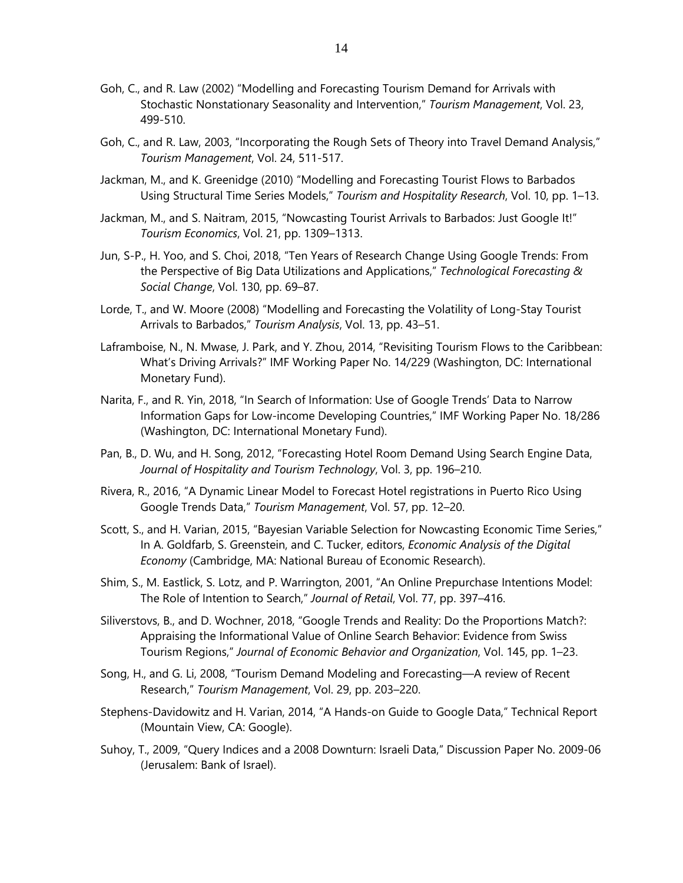Goh, C., and R. Law (2002) "Modelling and Forecasting Tourism Demand for Arrivals with Stochastic Nonstationary Seasonality and Intervention," *Tourism Management*, Vol. 23, 499-510.

Goh, C., and R. Law, 2003, "Incorporating the Rough Sets of Theory into Travel Demand Analysis," *Tourism Management*, Vol. 24, 511-517.

Jackman, M., and K. Greenidge (2010) "Modelling and Forecasting Tourist Flows to Barbados Using Structural Time Series Models," *Tourism and Hospitality Research*, Vol. 10, pp. 1–13.

Jackman, M., and S. Naitram, 2015, "Nowcasting Tourist Arrivals to Barbados: Just Google It!" *Tourism Economics*, Vol. 21, pp. 1309–1313.

Jun, S-P., H. Yoo, and S. Choi, 2018, "Ten Years of Research Change Using Google Trends: From the Perspective of Big Data Utilizations and Applications," *Technological Forecasting & Social Change*, Vol. 130, pp. 69–87.

Lorde, T., and W. Moore (2008) "Modelling and Forecasting the Volatility of Long-Stay Tourist Arrivals to Barbados," *Tourism Analysis*, Vol. 13, pp. 43–51.

Laframboise, N., N. Mwase, J. Park, and Y. Zhou, 2014, "Revisiting Tourism Flows to the Caribbean: What's Driving Arrivals?" IMF Working Paper No. 14/229 (Washington, DC: International Monetary Fund).

Narita, F., and R. Yin, 2018, "In Search of Information: Use of Google Trends' Data to Narrow Information Gaps for Low-income Developing Countries," IMF Working Paper No. 18/286 (Washington, DC: International Monetary Fund).

Pan, B., D. Wu, and H. Song, 2012, "Forecasting Hotel Room Demand Using Search Engine Data, *Journal of Hospitality and Tourism Technology*, Vol. 3, pp. 196–210.

Rivera, R., 2016, "A Dynamic Linear Model to Forecast Hotel registrations in Puerto Rico Using Google Trends Data," *Tourism Management*, Vol. 57, pp. 12–20.

Scott, S., and H. Varian, 2015, "Bayesian Variable Selection for Nowcasting Economic Time Series," In A. Goldfarb, S. Greenstein, and C. Tucker, editors, *Economic Analysis of the Digital Economy* (Cambridge, MA: National Bureau of Economic Research).

Shim, S., M. Eastlick, S. Lotz, and P. Warrington, 2001, "An Online Prepurchase Intentions Model: The Role of Intention to Search," *Journal of Retail*, Vol. 77, pp. 397–416.

Siliverstovs, B., and D. Wochner, 2018, "Google Trends and Reality: Do the Proportions Match?: Appraising the Informational Value of Online Search Behavior: Evidence from Swiss Tourism Regions," *Journal of Economic Behavior and Organization*, Vol. 145, pp. 1–23.

Song, H., and G. Li, 2008, "Tourism Demand Modeling and Forecasting—A review of Recent Research," *Tourism Management*, Vol. 29, pp. 203–220.

Stephens-Davidowitz and H. Varian, 2014, "A Hands-on Guide to Google Data," Technical Report (Mountain View, CA: Google).

Suhoy, T., 2009, "Query Indices and a 2008 Downturn: Israeli Data," Discussion Paper No. 2009-06 (Jerusalem: Bank of Israel).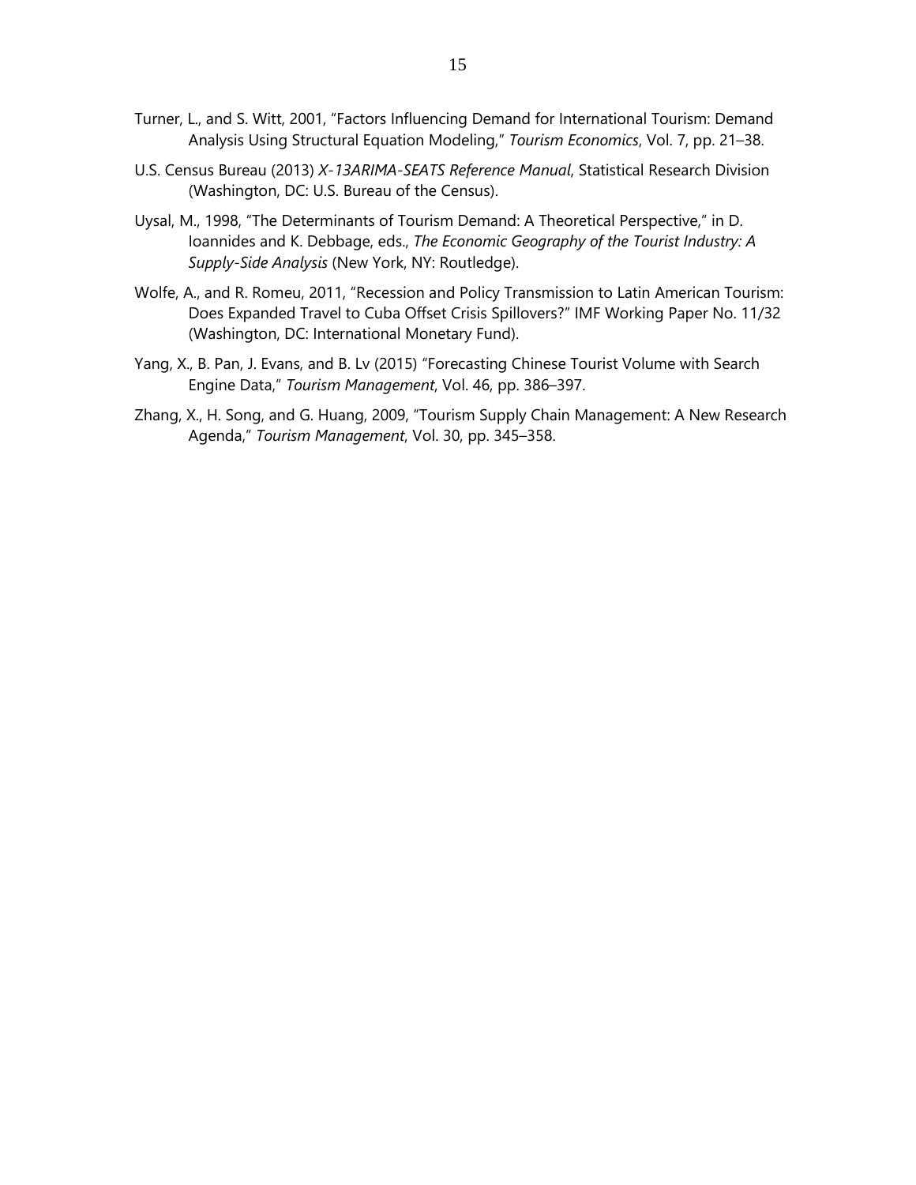Turner, L., and S. Witt, 2001, "Factors Influencing Demand for International Tourism: Demand Analysis Using Structural Equation Modeling," *Tourism Economics*, Vol. 7, pp. 21–38.

U.S. Census Bureau (2013) *X-13ARIMA-SEATS Reference Manual*, Statistical Research Division (Washington, DC: U.S. Bureau of the Census).

Uysal, M., 1998, "The Determinants of Tourism Demand: A Theoretical Perspective," in D. Ioannides and K. Debbage, eds., *The Economic Geography of the Tourist Industry: A Supply-Side Analysis* (New York, NY: Routledge).

Wolfe, A., and R. Romeu, 2011, "Recession and Policy Transmission to Latin American Tourism: Does Expanded Travel to Cuba Offset Crisis Spillovers?" IMF Working Paper No. 11/32 (Washington, DC: International Monetary Fund).

Yang, X., B. Pan, J. Evans, and B. Lv (2015) "Forecasting Chinese Tourist Volume with Search Engine Data," *Tourism Management*, Vol. 46, pp. 386–397.

Zhang, X., H. Song, and G. Huang, 2009, "Tourism Supply Chain Management: A New Research Agenda," *Tourism Management*, Vol. 30, pp. 345–358.